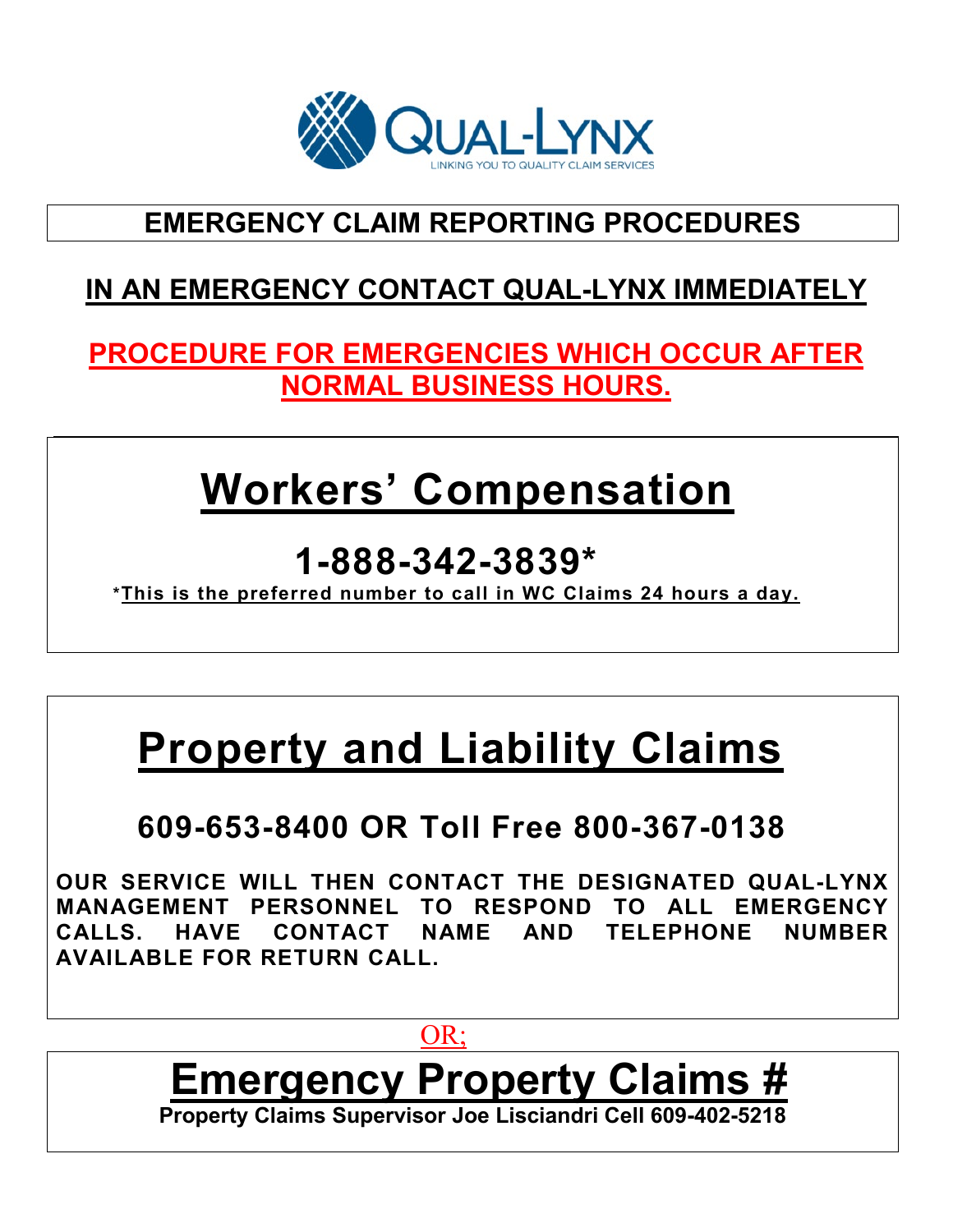QUAL-LYNX

LINKING YOU TO QUALITY CLAIM SERVICES

# EMERGENCY CLAIM REPORTING PROCEDURES

## IN AN EMERGENCY CONTACT QUAL-LYNX IMMEDIATELY

## PROCEDURE FOR EMERGENCIES WHICH OCCUR AFTER NORMAL BUSINESS HOURS.

# Workers' Compensation

## 1-888-342-3839*

*This is the preferred number to call in WC Claims 24 hours a day.

# Property and Liability Claims

## 609-653-8400 OR Toll Free 800-367-0138

**OUR SERVICE WILL THEN CONTACT THE DESIGNATED QUAL-LYNX MANAGEMENT PERSONNEL TO RESPOND TO ALL EMERGENCY CALLS. HAVE CONTACT NAME AND TELEPHONE NUMBER AVAILABLE FOR RETURN CALL.**

OR;

# Emergency Property Claims #

**Property Claims Supervisor Joe Lisciandri Cell 609-402-5218**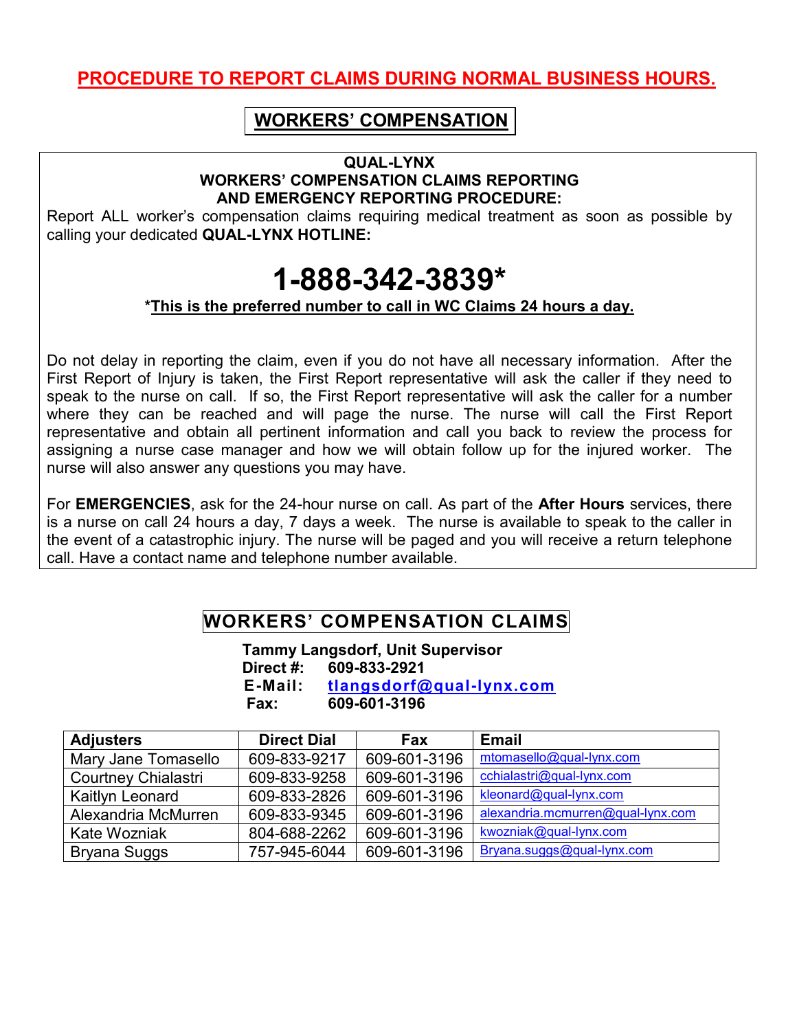# PROCEDURE TO REPORT CLAIMS DURING NORMAL BUSINESS HOURS.

## WORKERS' COMPENSATION

**QUAL-LYNX**
**WORKERS' COMPENSATION CLAIMS REPORTING AND EMERGENCY REPORTING PROCEDURE:**

Report ALL worker's compensation claims requiring medical treatment as soon as possible by calling your dedicated **QUAL-LYNX HOTLINE:**

# 1-888-342-3839*

***This is the preferred number to call in WC Claims 24 hours a day.**

Do not delay in reporting the claim, even if you do not have all necessary information. After the First Report of Injury is taken, the First Report representative will ask the caller if they need to speak to the nurse on call. If so, the First Report representative will ask the caller for a number where they can be reached and will page the nurse. The nurse will call the First Report representative and obtain all pertinent information and call you back to review the process for assigning a nurse case manager and how we will obtain follow up for the injured worker. The nurse will also answer any questions you may have.

For **EMERGENCIES**, ask for the 24-hour nurse on call. As part of the **After Hours** services, there is a nurse on call 24 hours a day, 7 days a week. The nurse is available to speak to the caller in the event of a catastrophic injury. The nurse will be paged and you will receive a return telephone call. Have a contact name and telephone number available.

## WORKERS' COMPENSATION CLAIMS

**Tammy Langsdorf, Unit Supervisor**
**Direct #:** 609-833-2921
**E-Mail:** tlangsdorf@qual-lynx.com
**Fax:** 609-601-3196

| Adjusters | Direct Dial | Fax | Email |
|---|---|---|---|
| Mary Jane Tomasello | 609-833-9217 | 609-601-3196 | mtomasello@qual-lynx.com |
| Courtney Chialastri | 609-833-9258 | 609-601-3196 | cchialastri@qual-lynx.com |
| Kaitlyn Leonard | 609-833-2826 | 609-601-3196 | kleonard@qual-lynx.com |
| Alexandria McMurren | 609-833-9345 | 609-601-3196 | alexandria.mcmurren@qual-lynx.com |
| Kate Wozniak | 804-688-2262 | 609-601-3196 | kwozniak@qual-lynx.com |
| Bryana Suggs | 757-945-6044 | 609-601-3196 | Bryana.suggs@qual-lynx.com |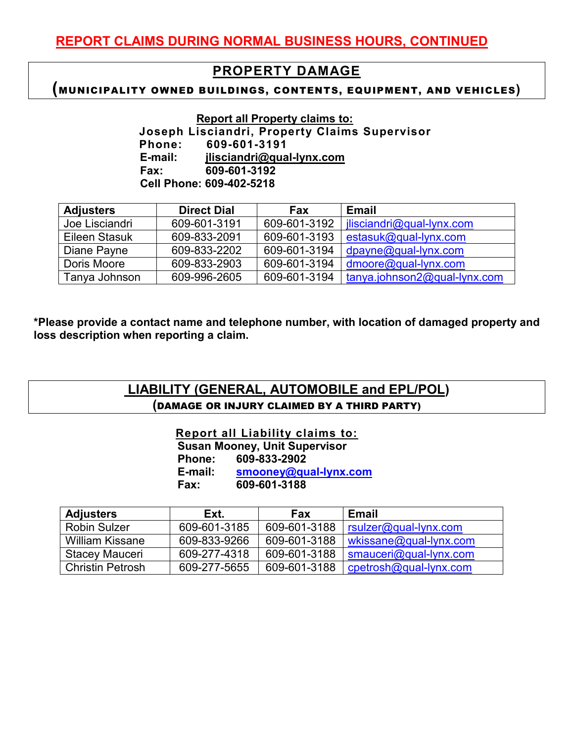## REPORT CLAIMS DURING NORMAL BUSINESS HOURS, CONTINUED

## PROPERTY DAMAGE

### (MUNICIPALITY OWNED BUILDINGS, CONTENTS, EQUIPMENT, AND VEHICLES)

**Report all Property claims to:**

**Joseph Lisciandri, Property Claims Supervisor**
**Phone: 609-601-3191**
**E-mail: jlisciandri@qual-lynx.com**
**Fax: 609-601-3192**
**Cell Phone: 609-402-5218**

| Adjusters | Direct Dial | Fax | Email |
|---|---|---|---|
| Joe Lisciandri | 609-601-3191 | 609-601-3192 | jlisciandri@qual-lynx.com |
| Eileen Stasuk | 609-833-2091 | 609-601-3193 | estasuk@qual-lynx.com |
| Diane Payne | 609-833-2202 | 609-601-3194 | dpayne@qual-lynx.com |
| Doris Moore | 609-833-2903 | 609-601-3194 | dmoore@qual-lynx.com |
| Tanya Johnson | 609-996-2605 | 609-601-3194 | tanya.johnson2@qual-lynx.com |

**\*Please provide a contact name and telephone number, with location of damaged property and loss description when reporting a claim.**

## LIABILITY (GENERAL, AUTOMOBILE and EPL/POL)

### (DAMAGE OR INJURY CLAIMED BY A THIRD PARTY)

**Report all Liability claims to:**

**Susan Mooney, Unit Supervisor**
**Phone: 609-833-2902**
**E-mail: smooney@qual-lynx.com**
**Fax: 609-601-3188**

| Adjusters | Ext. | Fax | Email |
|---|---|---|---|
| Robin Sulzer | 609-601-3185 | 609-601-3188 | rsulzer@qual-lynx.com |
| William Kissane | 609-833-9266 | 609-601-3188 | wkissane@qual-lynx.com |
| Stacey Mauceri | 609-277-4318 | 609-601-3188 | smauceri@qual-lynx.com |
| Christin Petrosh | 609-277-5655 | 609-601-3188 | cpetrosh@qual-lynx.com |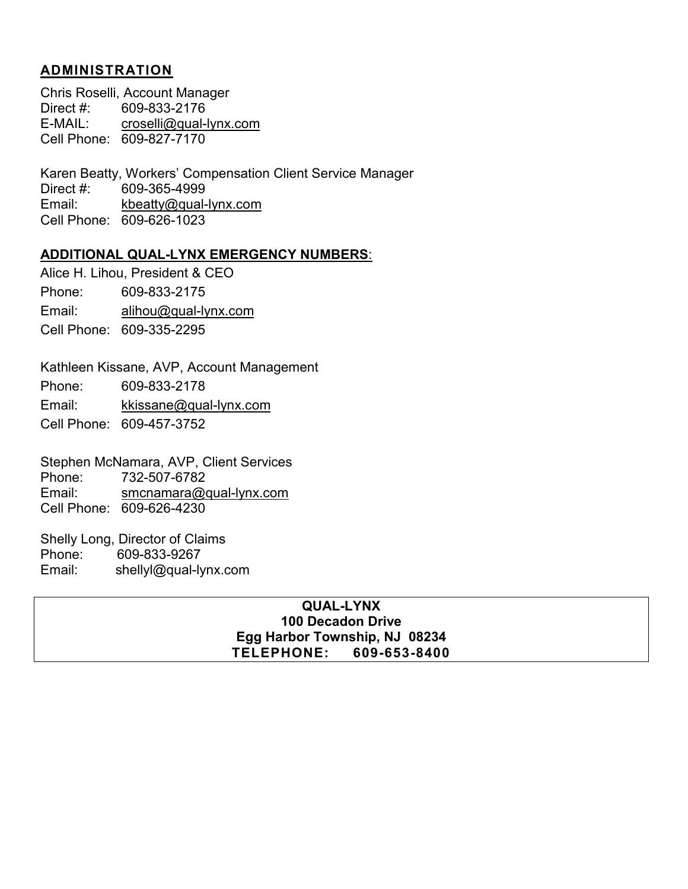## ADMINISTRATION

Chris Roselli, Account Manager
Direct #: 609-833-2176
E-MAIL: croselli@qual-lynx.com
Cell Phone: 609-827-7170

Karen Beatty, Workers' Compensation Client Service Manager
Direct #: 609-365-4999
Email: kbeatty@qual-lynx.com
Cell Phone: 609-626-1023

## ADDITIONAL QUAL-LYNX EMERGENCY NUMBERS:

Alice H. Lihou, President & CEO
Phone: 609-833-2175
Email: alihou@qual-lynx.com
Cell Phone: 609-335-2295

Kathleen Kissane, AVP, Account Management
Phone: 609-833-2178
Email: kkissane@qual-lynx.com
Cell Phone: 609-457-3752

Stephen McNamara, AVP, Client Services
Phone: 732-507-6782
Email: smcnamara@qual-lynx.com
Cell Phone: 609-626-4230

Shelly Long, Director of Claims
Phone: 609-833-9267
Email: shellyl@qual-lynx.com

**QUAL-LYNX**
**100 Decadon Drive**
**Egg Harbor Township, NJ 08234**
**TELEPHONE: 609-653-8400**